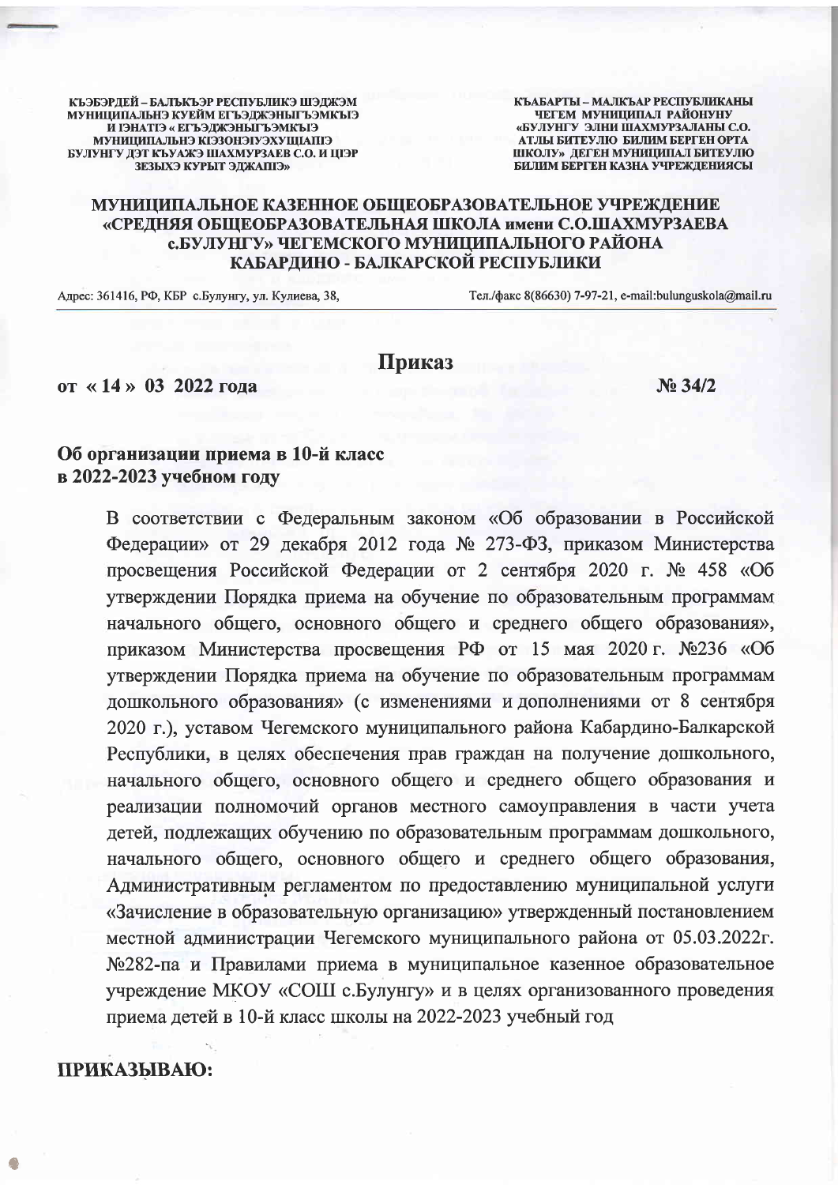КЪЭБЭРДЕЙ – БАЛЪКЪЭР РЕСПУБЛИКЭ ШЭДЖЭМ МУНИЦИПАЛЬНЭ КУЕЙМ ЕГЪЭДЖЭНЫГЪЭМКЪЭ И ІЭНАТІЭ « ЕГЪЭДЖЭНЫГЪЭМКЪЭ МУНИЦИПАЛЬНЭ КІЭЗОНЭІУЭХУЩІАПІЭ БУЛУНГУ ДЭТ КЪУАЖЭ ШАХМУРЗАЕВ С.О. И ЦІЭР ЗЕЗЫХЭ КУРЫТ ЭДЖАПІЭ»

КЪАБАРТЫ – МАЛКЪАР РЕСПУБЛИКАНЫ ЧЕГЕМ МУНИЦИПАЛ РАЙОНУНУ «БУЛУНГУ ЭЛНИ ШАХМУРЗАЛАНЫ С.О. АТЛЫ БИТЕУЛЮ БИЛИМ БЕРГЕН ОРТА ШКОЛУ» ДЕГЕН МУНИЦИПАЛ БИТЕУЛЮ БИЛИМ БЕРГЕН КАЗНА УЧРЕЖДЕНИЯСЫ

**МУНИЦИПАЛЬНОЕ КАЗЕННОЕ ОБЩЕОБРАЗОВАТЕЛЬНОЕ УЧРЕЖДЕНИЕ «СРЕДНЯЯ ОБЩЕОБРАЗОВАТЕЛЬНАЯ ШКОЛА имени С.О.ШАХМУРЗАЕВА с.БУЛУНГУ» ЧЕГЕМСКОГО МУНИЦИПАЛЬНОГО РАЙОНА КАБАРДИНО - БАЛКАРСКОЙ РЕСПУБЛИКИ**

Адрес: 361416, РФ, КБР с.Булунгу, ул. Кулиева, 38, Тел./факс 8(86630) 7-97-21, e-mail:bulunguskola@mail.ru

# Приказ

**от « 14 » 03 2022 года** **№ 34/2**

**Об организации приема в 10-й класс в 2022-2023 учебном году**

В соответствии с Федеральным законом «Об образовании в Российской Федерации» от 29 декабря 2012 года № 273-ФЗ, приказом Министерства просвещения Российской Федерации от 2 сентября 2020 г. № 458 «Об утверждении Порядка приема на обучение по образовательным программам начального общего, основного общего и среднего общего образования», приказом Министерства просвещения РФ от 15 мая 2020 г. №236 «Об утверждении Порядка приема на обучение по образовательным программам дошкольного образования» (с изменениями и дополнениями от 8 сентября 2020 г.), уставом Чегемского муниципального района Кабардино-Балкарской Республики, в целях обеспечения прав граждан на получение дошкольного, начального общего, основного общего и среднего общего образования и реализации полномочий органов местного самоуправления в части учета детей, подлежащих обучению по образовательным программам дошкольного, начального общего, основного общего и среднего общего образования, Административным регламентом по предоставлению муниципальной услуги «Зачисление в образовательную организацию» утвержденный постановлением местной администрации Чегемского муниципального района от 05.03.2022г. №282-па и Правилами приема в муниципальное казенное образовательное учреждение МКОУ «СОШ с.Булунгу» и в целях организованного проведения приема детей в 10-й класс школы на 2022-2023 учебный год

**ПРИКАЗЫВАЮ:**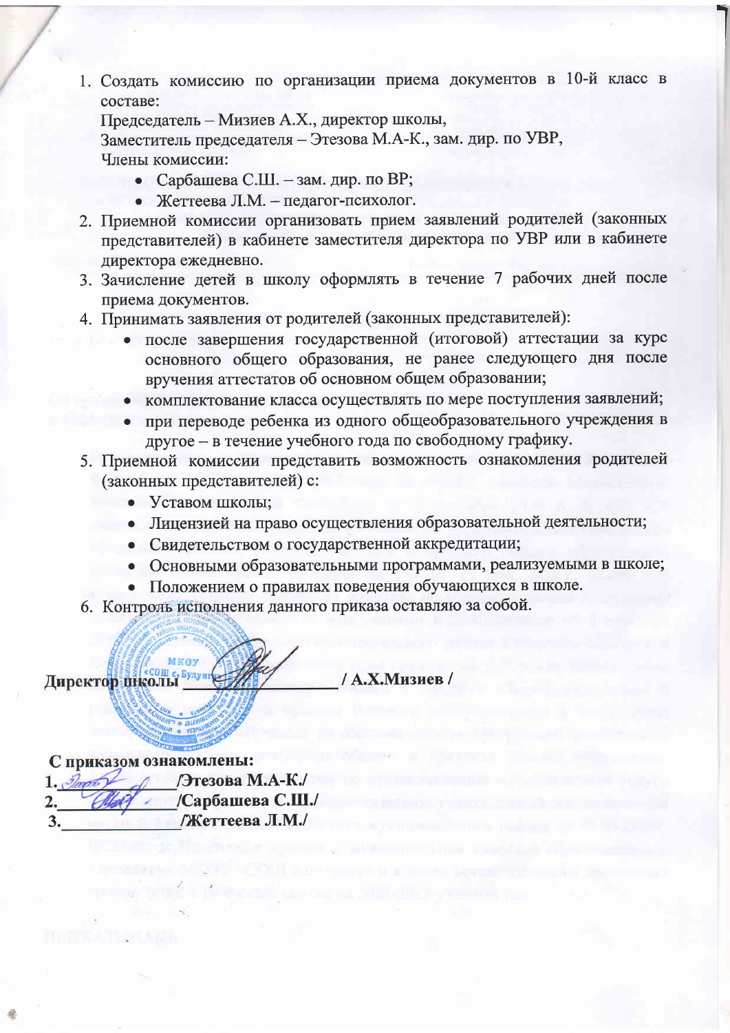1. Создать комиссию по организации приема документов в 10-й класс в составе:
   Председатель – Мизиев А.Х., директор школы,
   Заместитель председателя – Этезова М.А-К., зам. дир. по УВР,
   Члены комиссии:
   - Сарбашева С.Ш. – зам. дир. по ВР;
   - Жеттеева Л.М. – педагог-психолог.
2. Приемной комиссии организовать прием заявлений родителей (законных представителей) в кабинете заместителя директора по УВР или в кабинете директора ежедневно.
3. Зачисление детей в школу оформлять в течение 7 рабочих дней после приема документов.
4. Принимать заявления от родителей (законных представителей):
   - после завершения государственной (итоговой) аттестации за курс основного общего образования, не ранее следующего дня после вручения аттестатов об основном общем образовании;
   - комплектование класса осуществлять по мере поступления заявлений;
   - при переводе ребенка из одного общеобразовательного учреждения в другое – в течение учебного года по свободному графику.
5. Приемной комиссии представить возможность ознакомления родителей (законных представителей) с:
   - Уставом школы;
   - Лицензией на право осуществления образовательной деятельности;
   - Свидетельством о государственной аккредитации;
   - Основными образовательными программами, реализуемыми в школе;
   - Положением о правилах поведения обучающихся в школе.
6. Контроль исполнения данного приказа оставляю за собой.

**Директор школы \_\_\_\_\_\_\_\_\_\_\_\_\_\_\_\_\_\_ / А.Х.Мизиев /**

**С приказом ознакомлены:**

1. \_\_\_\_\_\_\_\_\_\_/Этезова М.А-К./
2. \_\_\_\_\_\_\_\_\_\_/Сарбашева С.Ш./
3. \_\_\_\_\_\_\_\_\_\_/Жеттеева Л.М./